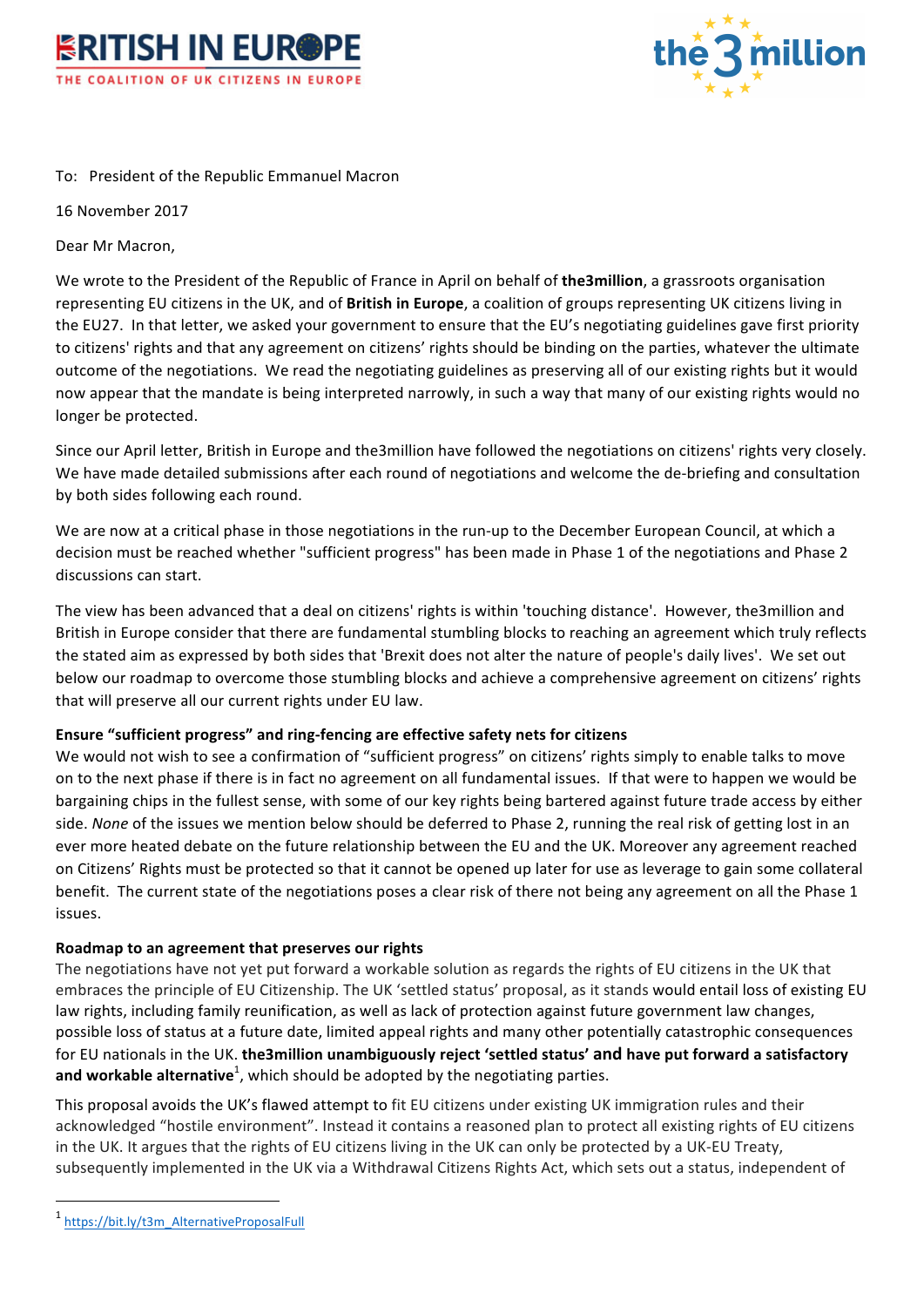BRITISH IN EUROPE
THE COALITION OF UK CITIZENS IN EUROPE

the 3 million

To: President of the Republic Emmanuel Macron

16 November 2017

Dear Mr Macron,

We wrote to the President of the Republic of France in April on behalf of **the3million**, a grassroots organisation representing EU citizens in the UK, and of **British in Europe**, a coalition of groups representing UK citizens living in the EU27. In that letter, we asked your government to ensure that the EU's negotiating guidelines gave first priority to citizens' rights and that any agreement on citizens' rights should be binding on the parties, whatever the ultimate outcome of the negotiations. We read the negotiating guidelines as preserving all of our existing rights but it would now appear that the mandate is being interpreted narrowly, in such a way that many of our existing rights would no longer be protected.

Since our April letter, British in Europe and the3million have followed the negotiations on citizens' rights very closely. We have made detailed submissions after each round of negotiations and welcome the de-briefing and consultation by both sides following each round.

We are now at a critical phase in those negotiations in the run-up to the December European Council, at which a decision must be reached whether "sufficient progress" has been made in Phase 1 of the negotiations and Phase 2 discussions can start.

The view has been advanced that a deal on citizens' rights is within 'touching distance'. However, the3million and British in Europe consider that there are fundamental stumbling blocks to reaching an agreement which truly reflects the stated aim as expressed by both sides that 'Brexit does not alter the nature of people's daily lives'. We set out below our roadmap to overcome those stumbling blocks and achieve a comprehensive agreement on citizens' rights that will preserve all our current rights under EU law.

**Ensure "sufficient progress" and ring-fencing are effective safety nets for citizens**

We would not wish to see a confirmation of "sufficient progress" on citizens' rights simply to enable talks to move on to the next phase if there is in fact no agreement on all fundamental issues. If that were to happen we would be bargaining chips in the fullest sense, with some of our key rights being bartered against future trade access by either side. *None* of the issues we mention below should be deferred to Phase 2, running the real risk of getting lost in an ever more heated debate on the future relationship between the EU and the UK. Moreover any agreement reached on Citizens' Rights must be protected so that it cannot be opened up later for use as leverage to gain some collateral benefit. The current state of the negotiations poses a clear risk of there not being any agreement on all the Phase 1 issues.

**Roadmap to an agreement that preserves our rights**

The negotiations have not yet put forward a workable solution as regards the rights of EU citizens in the UK that embraces the principle of EU Citizenship. The UK 'settled status' proposal, as it stands would entail loss of existing EU law rights, including family reunification, as well as lack of protection against future government law changes, possible loss of status at a future date, limited appeal rights and many other potentially catastrophic consequences for EU nationals in the UK. **the3million unambiguously reject 'settled status' and have put forward a satisfactory and workable alternative**[1], which should be adopted by the negotiating parties.

This proposal avoids the UK's flawed attempt to fit EU citizens under existing UK immigration rules and their acknowledged "hostile environment". Instead it contains a reasoned plan to protect all existing rights of EU citizens in the UK. It argues that the rights of EU citizens living in the UK can only be protected by a UK-EU Treaty, subsequently implemented in the UK via a Withdrawal Citizens Rights Act, which sets out a status, independent of

[1] https://bit.ly/t3m_AlternativeProposalFull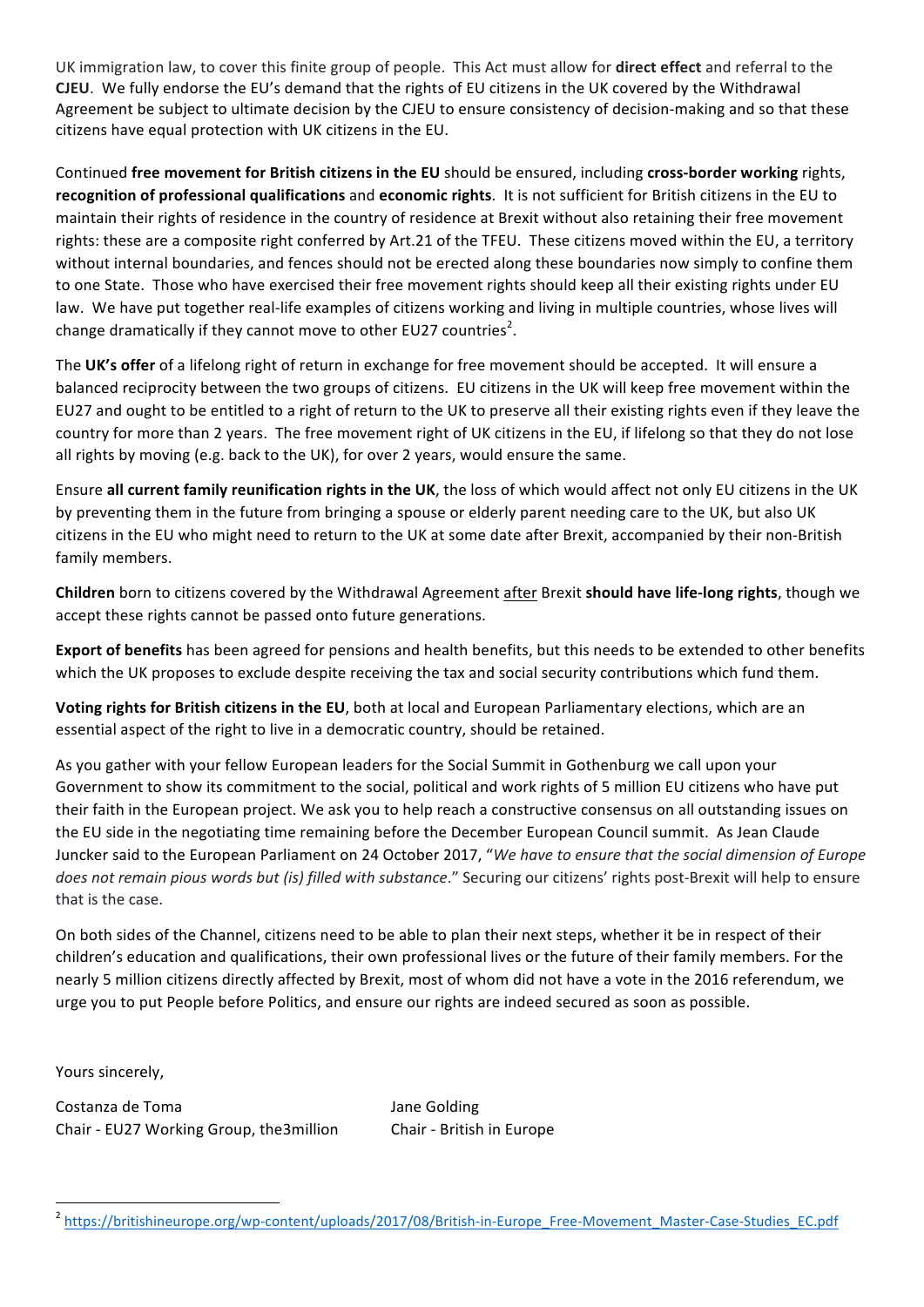UK immigration law, to cover this finite group of people. This Act must allow for **direct effect** and referral to the **CJEU**. We fully endorse the EU's demand that the rights of EU citizens in the UK covered by the Withdrawal Agreement be subject to ultimate decision by the CJEU to ensure consistency of decision-making and so that these citizens have equal protection with UK citizens in the EU.

Continued **free movement for British citizens in the EU** should be ensured, including **cross-border working** rights, **recognition of professional qualifications** and **economic rights**. It is not sufficient for British citizens in the EU to maintain their rights of residence in the country of residence at Brexit without also retaining their free movement rights: these are a composite right conferred by Art.21 of the TFEU. These citizens moved within the EU, a territory without internal boundaries, and fences should not be erected along these boundaries now simply to confine them to one State. Those who have exercised their free movement rights should keep all their existing rights under EU law. We have put together real-life examples of citizens working and living in multiple countries, whose lives will change dramatically if they cannot move to other EU27 countries[2].

The **UK's offer** of a lifelong right of return in exchange for free movement should be accepted. It will ensure a balanced reciprocity between the two groups of citizens. EU citizens in the UK will keep free movement within the EU27 and ought to be entitled to a right of return to the UK to preserve all their existing rights even if they leave the country for more than 2 years. The free movement right of UK citizens in the EU, if lifelong so that they do not lose all rights by moving (e.g. back to the UK), for over 2 years, would ensure the same.

Ensure **all current family reunification rights in the UK**, the loss of which would affect not only EU citizens in the UK by preventing them in the future from bringing a spouse or elderly parent needing care to the UK, but also UK citizens in the EU who might need to return to the UK at some date after Brexit, accompanied by their non-British family members.

**Children** born to citizens covered by the Withdrawal Agreement after Brexit **should have life-long rights**, though we accept these rights cannot be passed onto future generations.

**Export of benefits** has been agreed for pensions and health benefits, but this needs to be extended to other benefits which the UK proposes to exclude despite receiving the tax and social security contributions which fund them.

**Voting rights for British citizens in the EU**, both at local and European Parliamentary elections, which are an essential aspect of the right to live in a democratic country, should be retained.

As you gather with your fellow European leaders for the Social Summit in Gothenburg we call upon your Government to show its commitment to the social, political and work rights of 5 million EU citizens who have put their faith in the European project. We ask you to help reach a constructive consensus on all outstanding issues on the EU side in the negotiating time remaining before the December European Council summit. As Jean Claude Juncker said to the European Parliament on 24 October 2017, "*We have to ensure that the social dimension of Europe does not remain pious words but (is) filled with substance*." Securing our citizens' rights post-Brexit will help to ensure that is the case.

On both sides of the Channel, citizens need to be able to plan their next steps, whether it be in respect of their children's education and qualifications, their own professional lives or the future of their family members. For the nearly 5 million citizens directly affected by Brexit, most of whom did not have a vote in the 2016 referendum, we urge you to put People before Politics, and ensure our rights are indeed secured as soon as possible.

Yours sincerely,

Costanza de Toma
Chair - EU27 Working Group, the3million

Jane Golding
Chair - British in Europe

[2] https://britishineurope.org/wp-content/uploads/2017/08/British-in-Europe_Free-Movement_Master-Case-Studies_EC.pdf